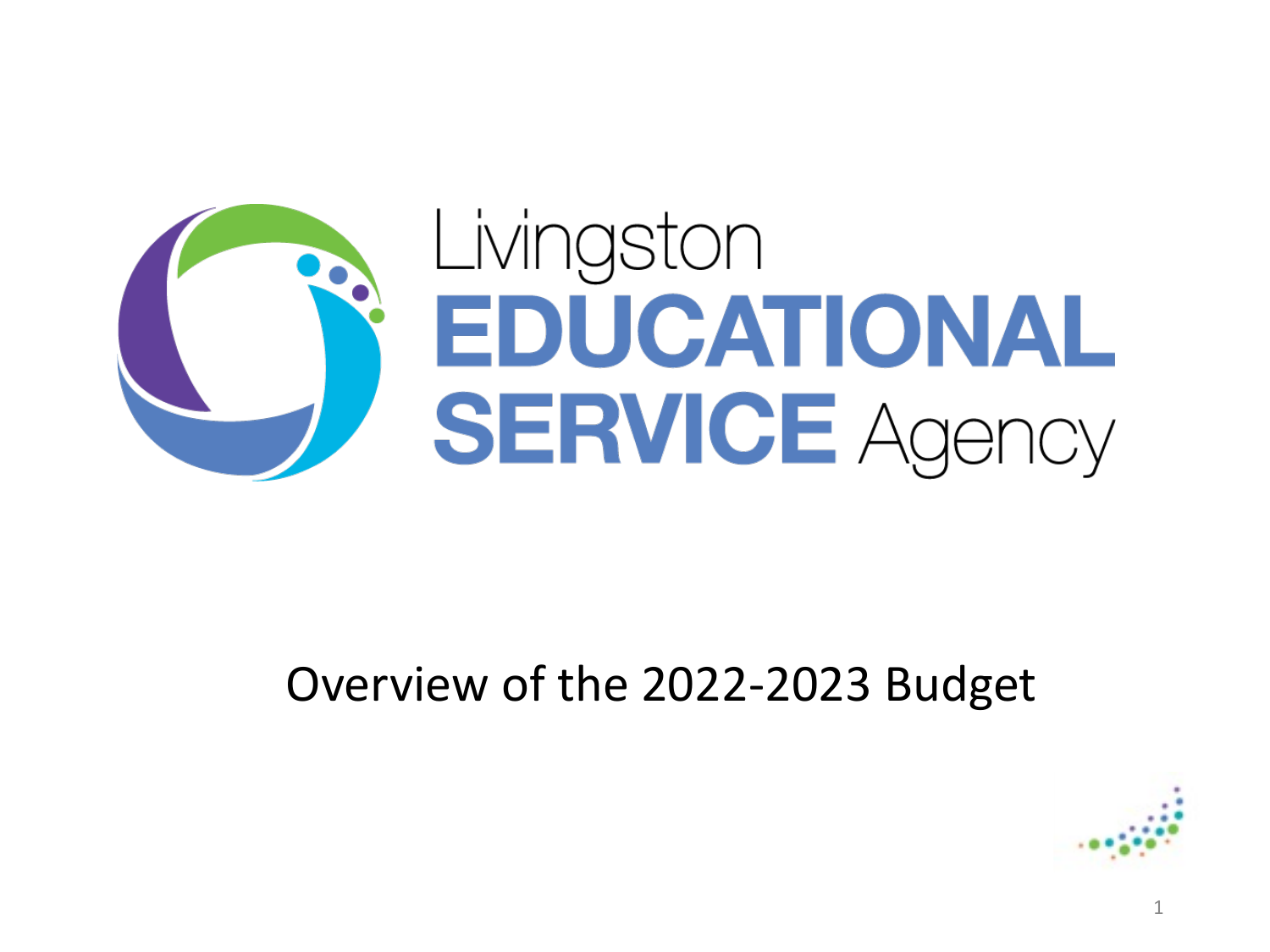# Livingston EDUCATIONAL SERVICE Agency

## Overview of the 2022-2023 Budget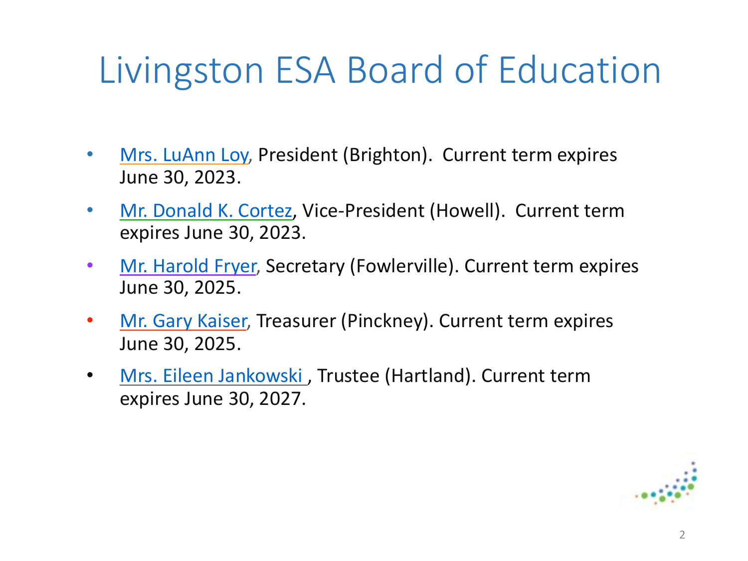# Livingston ESA Board of Education

- Mrs. LuAnn Loy, President (Brighton). Current term expires June 30, 2023.
- Mr. Donald K. Cortez, Vice-President (Howell). Current term expires June 30, 2023.
- Mr. Harold Fryer, Secretary (Fowlerville). Current term expires June 30, 2025.
- Mr. Gary Kaiser, Treasurer (Pinckney). Current term expires June 30, 2025.
- Mrs. Eileen Jankowski , Trustee (Hartland). Current term expires June 30, 2027.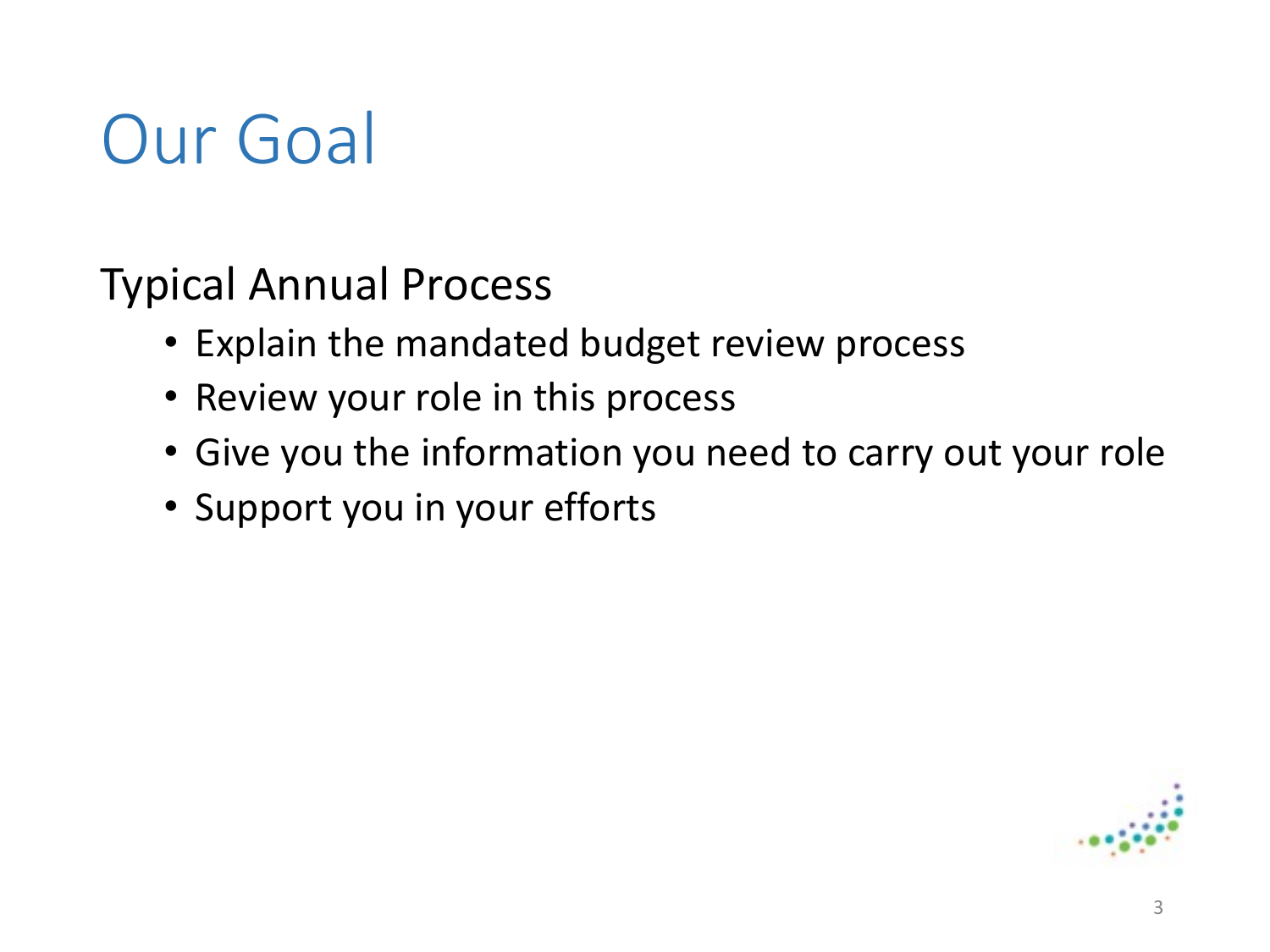# Our Goal

Typical Annual Process

- Explain the mandated budget review process
- Review your role in this process
- Give you the information you need to carry out your role
- Support you in your efforts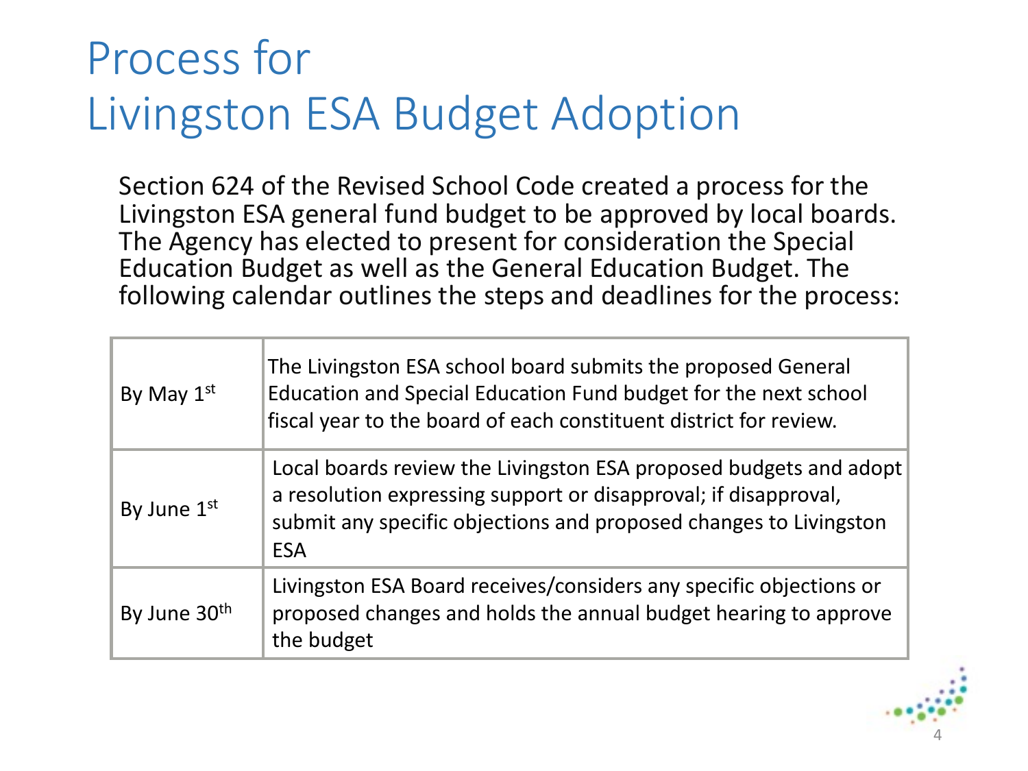# Process for Livingston ESA Budget Adoption

Section 624 of the Revised School Code created a process for the Livingston ESA general fund budget to be approved by local boards. The Agency has elected to present for consideration the Special Education Budget as well as the General Education Budget. The following calendar outlines the steps and deadlines for the process:

| | |
|---|---|
| By May 1st | The Livingston ESA school board submits the proposed General Education and Special Education Fund budget for the next school fiscal year to the board of each constituent district for review. |
| By June 1st | Local boards review the Livingston ESA proposed budgets and adopt a resolution expressing support or disapproval; if disapproval, submit any specific objections and proposed changes to Livingston ESA |
| By June 30th | Livingston ESA Board receives/considers any specific objections or proposed changes and holds the annual budget hearing to approve the budget |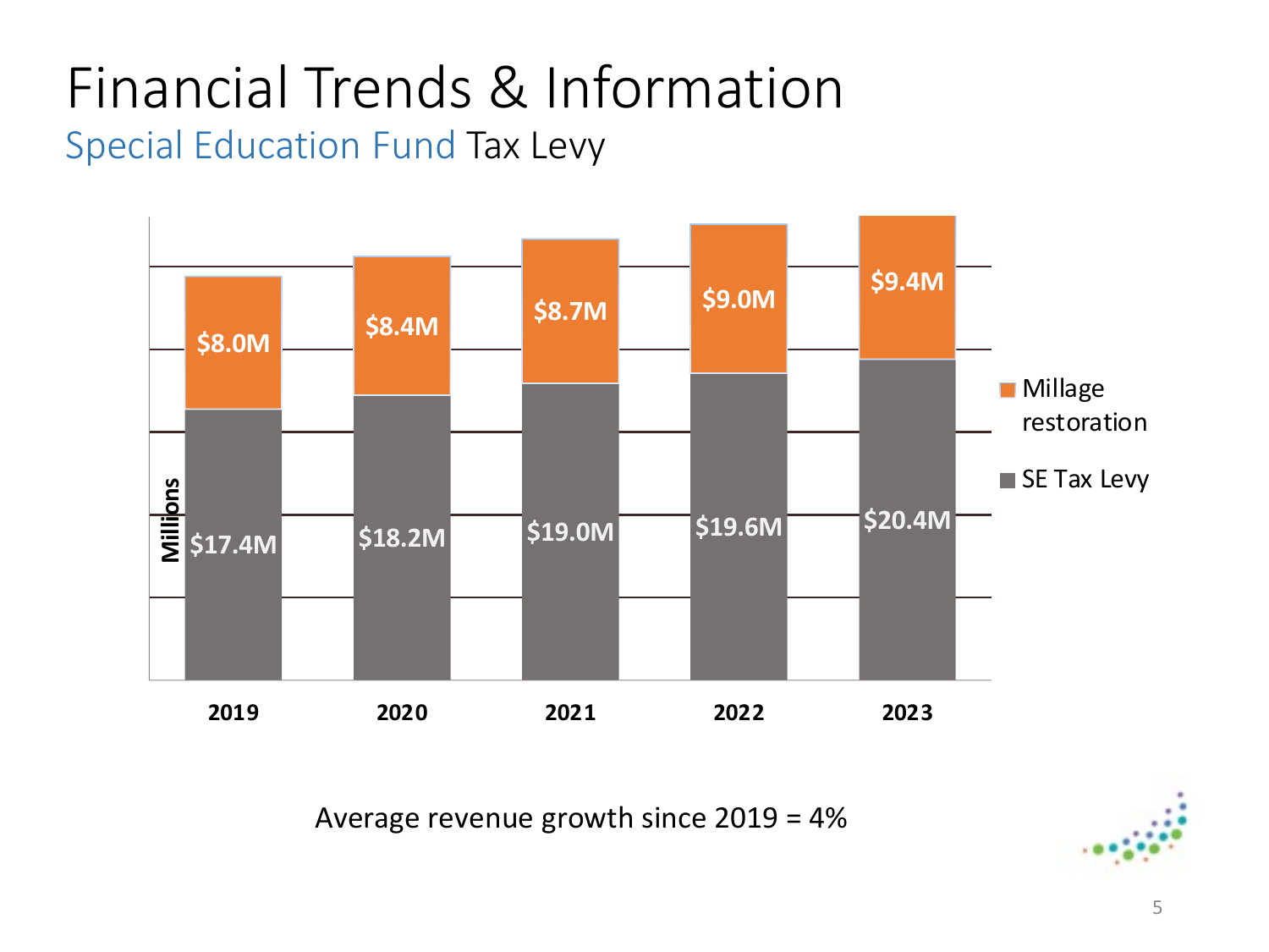# Financial Trends & Information

## Special Education Fund Tax Levy

| | 2019 | 2020 | 2021 | 2022 | 2023 |
|---|---|---|---|---|---|
| Millage restoration | $8.0M | $8.4M | $8.7M | $9.0M | $9.4M |
| SE Tax Levy | $17.4M | $18.2M | $19.0M | $19.6M | $20.4M |

Millions

Average revenue growth since 2019 = 4%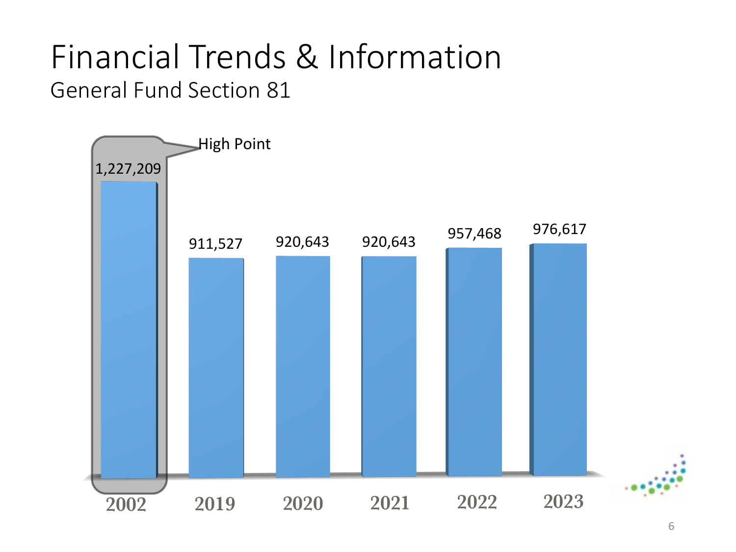# Financial Trends & Information

## General Fund Section 81

| Year | Amount |
|---|---|
| 2002 | 1,227,209 |
| 2019 | 911,527 |
| 2020 | 920,643 |
| 2021 | 920,643 |
| 2022 | 957,468 |
| 2023 | 976,617 |

High Point: 2002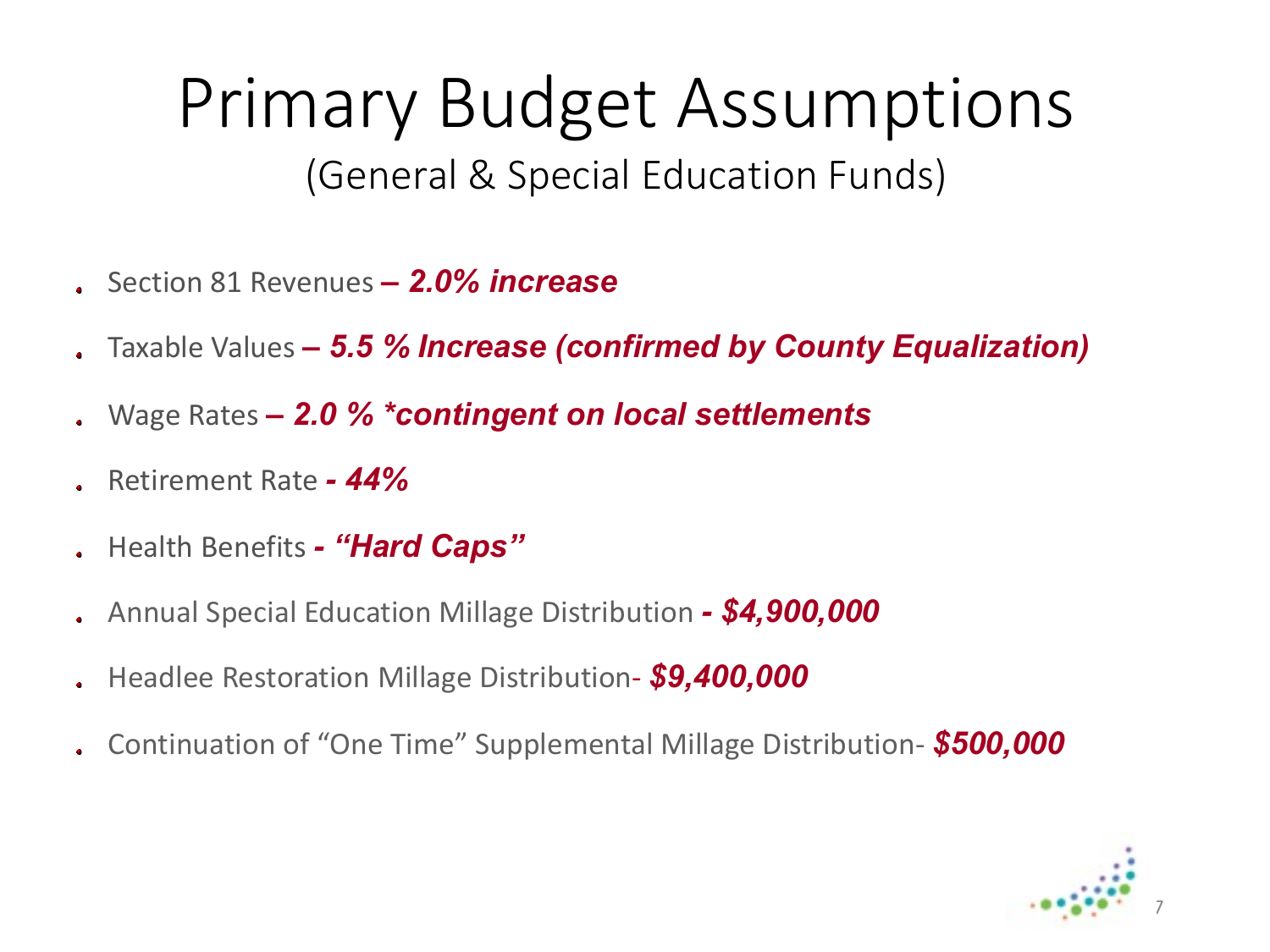# Primary Budget Assumptions

(General & Special Education Funds)

- Section 81 Revenues ***– 2.0% increase***
- Taxable Values ***– 5.5 % Increase (confirmed by County Equalization)***
- Wage Rates ***– 2.0 % *contingent on local settlements***
- Retirement Rate ***- 44%***
- Health Benefits ***- "Hard Caps"***
- Annual Special Education Millage Distribution ***- $4,900,000***
- Headlee Restoration Millage Distribution- ***$9,400,000***
- Continuation of "One Time" Supplemental Millage Distribution- ***$500,000***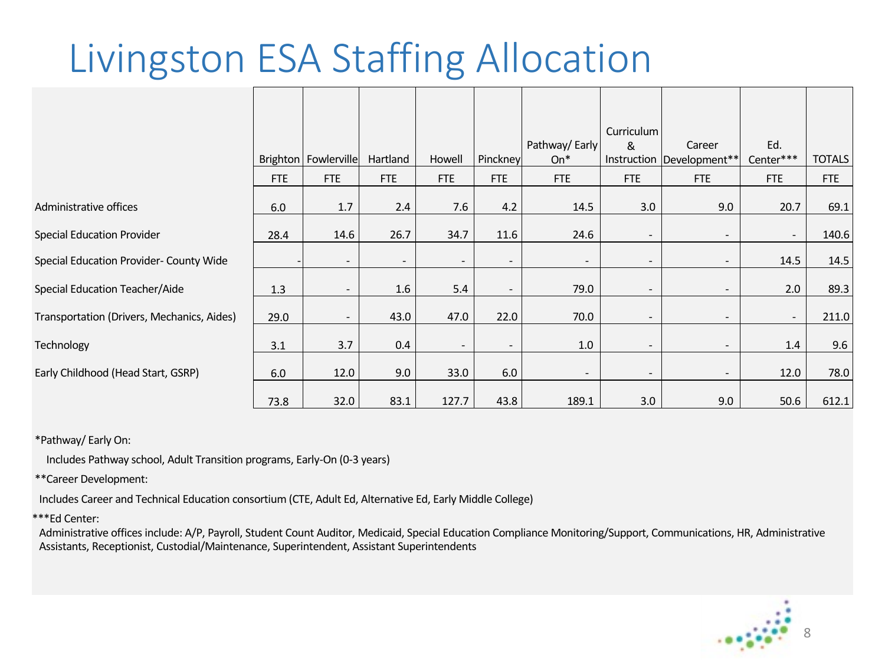# Livingston ESA Staffing Allocation

| | Brighton | Fowlerville | Hartland | Howell | Pinckney | Pathway/ Early On* | Curriculum & Instruction | Career Development** | Ed. Center*** | TOTALS |
|---|---|---|---|---|---|---|---|---|---|---|
| | FTE | FTE | FTE | FTE | FTE | FTE | FTE | FTE | FTE | FTE |
| Administrative offices | 6.0 | 1.7 | 2.4 | 7.6 | 4.2 | 14.5 | 3.0 | 9.0 | 20.7 | 69.1 |
| Special Education Provider | 28.4 | 14.6 | 26.7 | 34.7 | 11.6 | 24.6 | - | - | - | 140.6 |
| Special Education Provider- County Wide | - | - | - | - | - | - | - | - | 14.5 | 14.5 |
| Special Education Teacher/Aide | 1.3 | - | 1.6 | 5.4 | - | 79.0 | - | - | 2.0 | 89.3 |
| Transportation (Drivers, Mechanics, Aides) | 29.0 | - | 43.0 | 47.0 | 22.0 | 70.0 | - | - | - | 211.0 |
| Technology | 3.1 | 3.7 | 0.4 | - | - | 1.0 | - | - | 1.4 | 9.6 |
| Early Childhood (Head Start, GSRP) | 6.0 | 12.0 | 9.0 | 33.0 | 6.0 | - | - | - | 12.0 | 78.0 |
| | 73.8 | 32.0 | 83.1 | 127.7 | 43.8 | 189.1 | 3.0 | 9.0 | 50.6 | 612.1 |

*Pathway/ Early On:

Includes Pathway school, Adult Transition programs, Early-On (0-3 years)

**Career Development:

Includes Career and Technical Education consortium (CTE, Adult Ed, Alternative Ed, Early Middle College)

***Ed Center:

Administrative offices include: A/P, Payroll, Student Count Auditor, Medicaid, Special Education Compliance Monitoring/Support, Communications, HR, Administrative Assistants, Receptionist, Custodial/Maintenance, Superintendent, Assistant Superintendents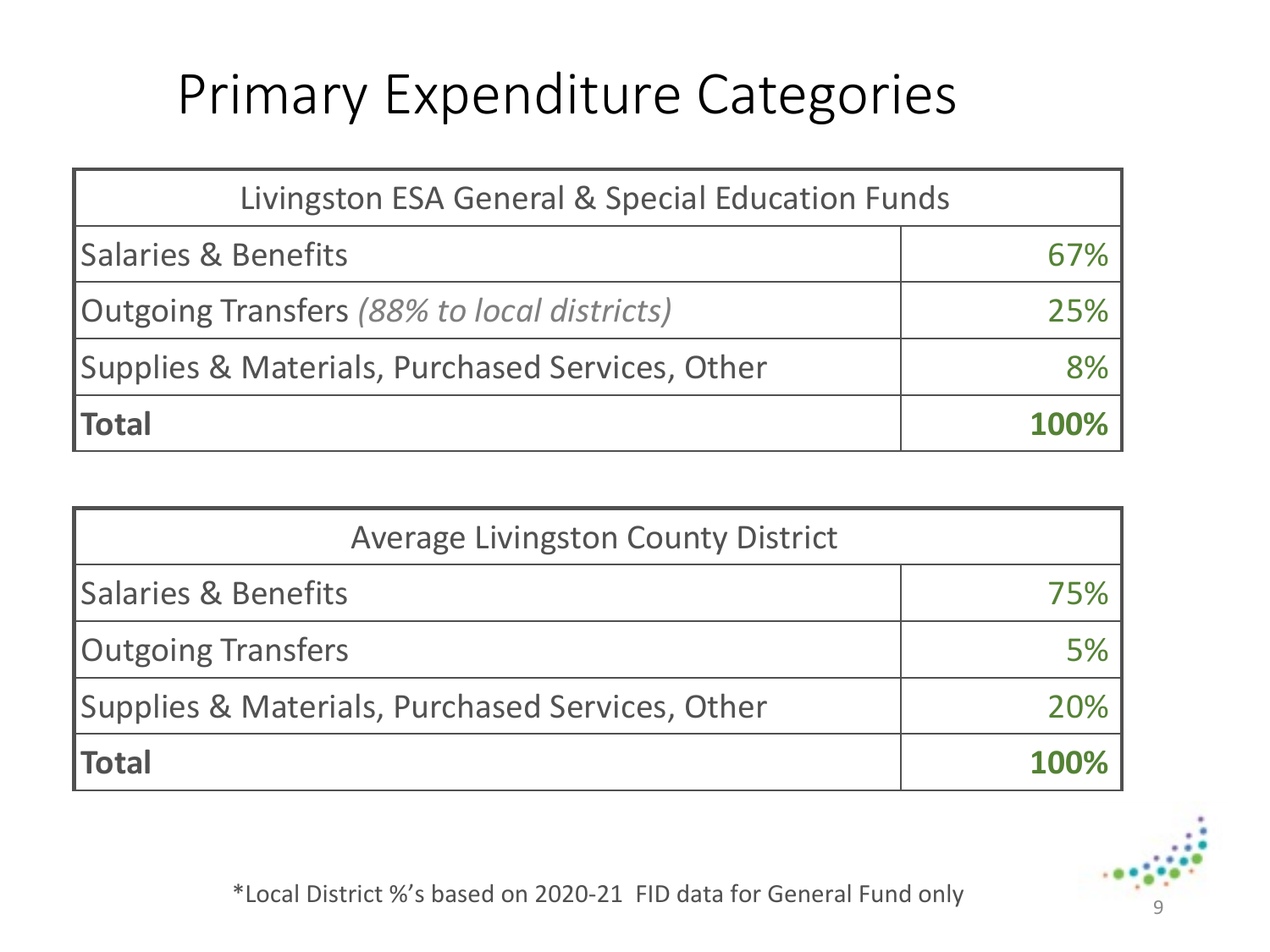# Primary Expenditure Categories

| Livingston ESA General & Special Education Funds | |
|---|---|
| Salaries & Benefits | 67% |
| Outgoing Transfers *(88% to local districts)* | 25% |
| Supplies & Materials, Purchased Services, Other | 8% |
| **Total** | **100%** |

| Average Livingston County District | |
|---|---|
| Salaries & Benefits | 75% |
| Outgoing Transfers | 5% |
| Supplies & Materials, Purchased Services, Other | 20% |
| **Total** | **100%** |

*Local District %'s based on 2020-21 FID data for General Fund only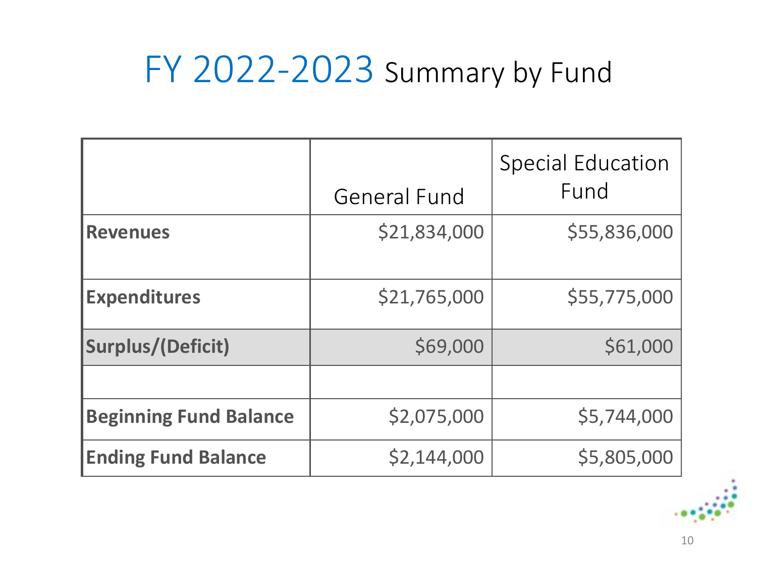# FY 2022-2023 Summary by Fund

| | General Fund | Special Education Fund |
|---|---|---|
| **Revenues** | $21,834,000 | $55,836,000 |
| **Expenditures** | $21,765,000 | $55,775,000 |
| **Surplus/(Deficit)** | $69,000 | $61,000 |
| | | |
| **Beginning Fund Balance** | $2,075,000 | $5,744,000 |
| **Ending Fund Balance** | $2,144,000 | $5,805,000 |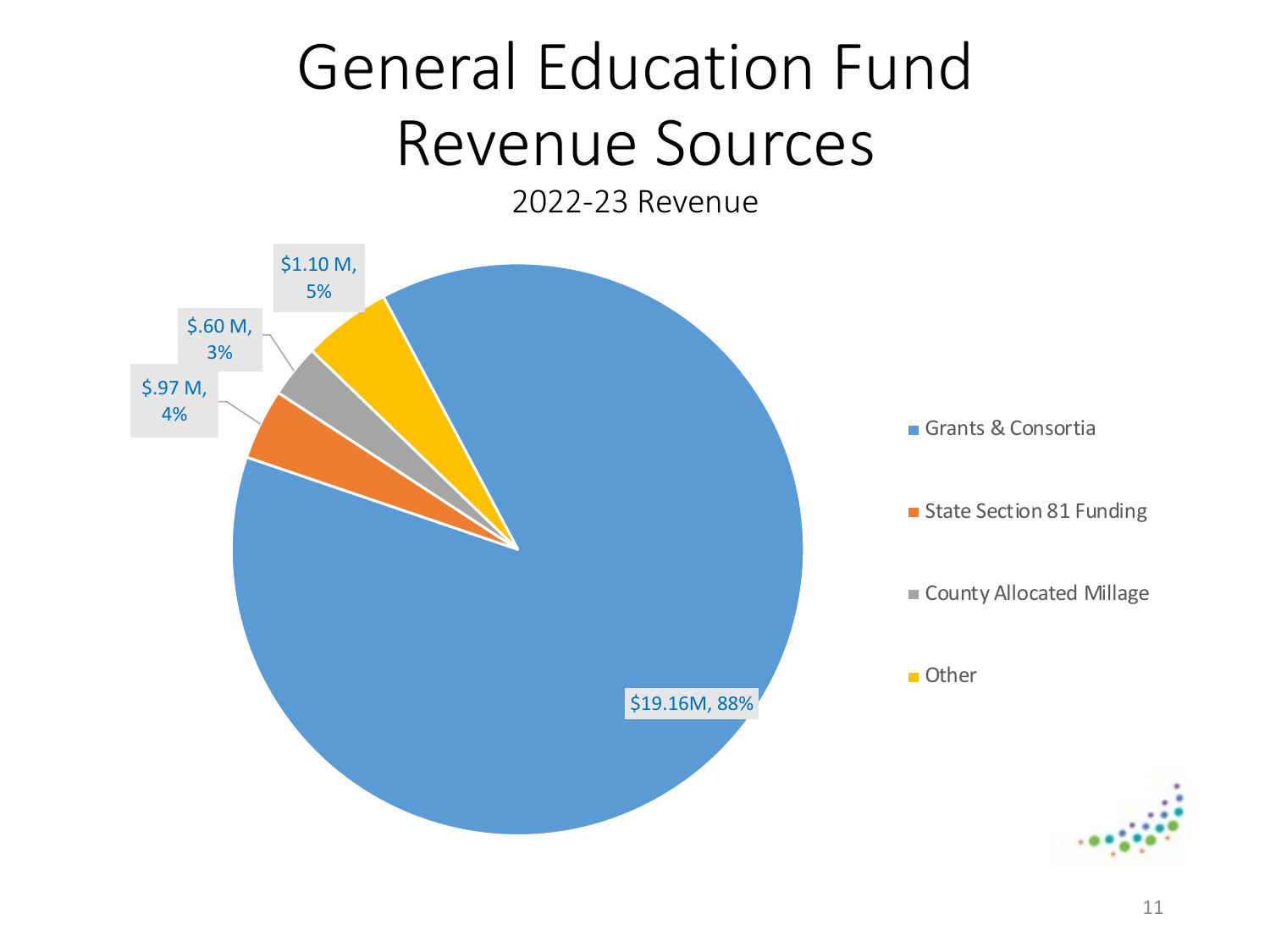# General Education Fund Revenue Sources

2022-23 Revenue

| Revenue Source | Amount | Percent |
| --- | --- | --- |
| Grants & Consortia | $19.16M | 88% |
| State Section 81 Funding | $.97 M | 4% |
| County Allocated Millage | $.60 M | 3% |
| Other | $1.10 M | 5% |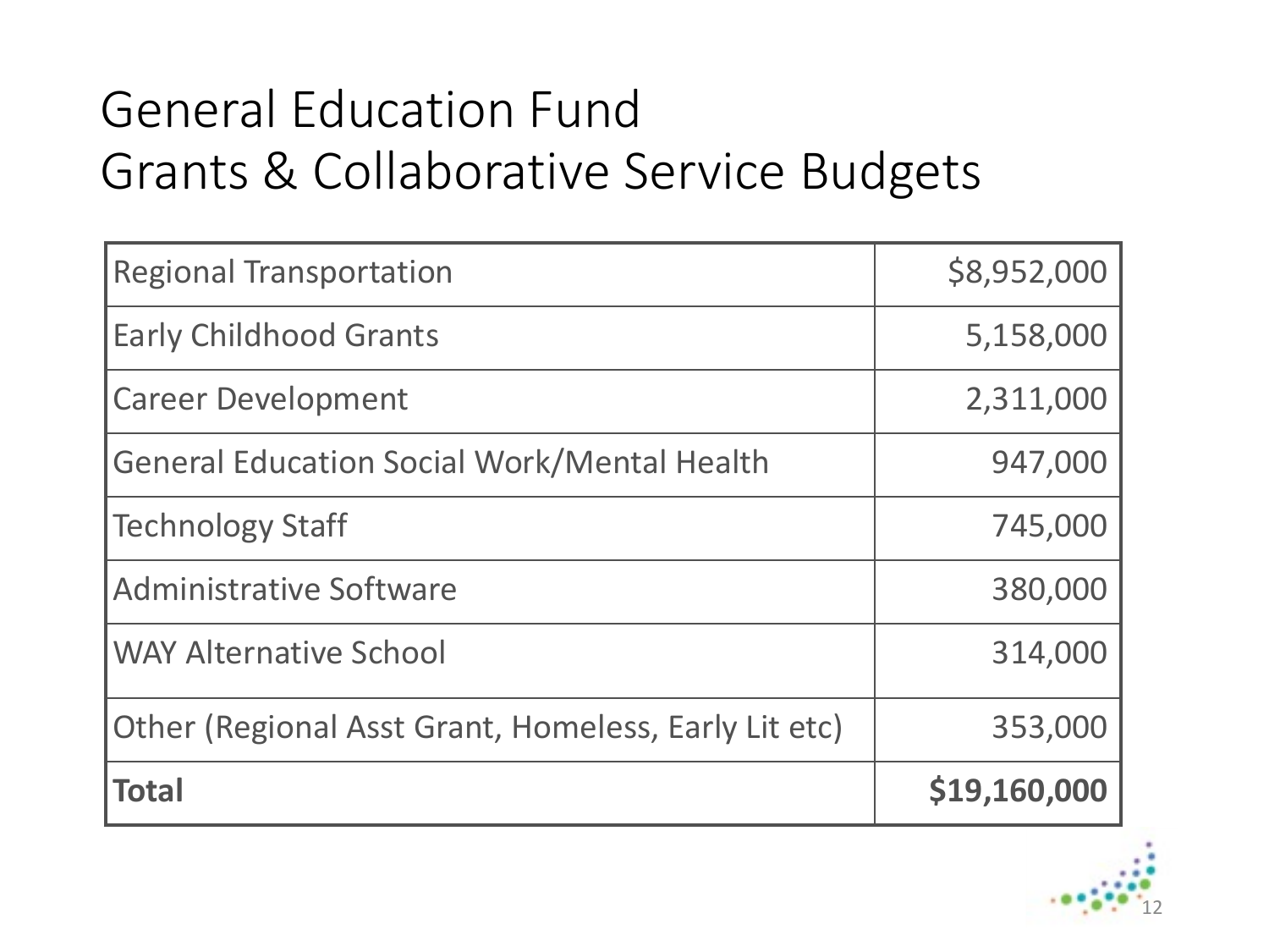# General Education Fund
# Grants & Collaborative Service Budgets

| | |
|---|---:|
| Regional Transportation | $8,952,000 |
| Early Childhood Grants | 5,158,000 |
| Career Development | 2,311,000 |
| General Education Social Work/Mental Health | 947,000 |
| Technology Staff | 745,000 |
| Administrative Software | 380,000 |
| WAY Alternative School | 314,000 |
| Other (Regional Asst Grant, Homeless, Early Lit etc) | 353,000 |
| **Total** | **$19,160,000** |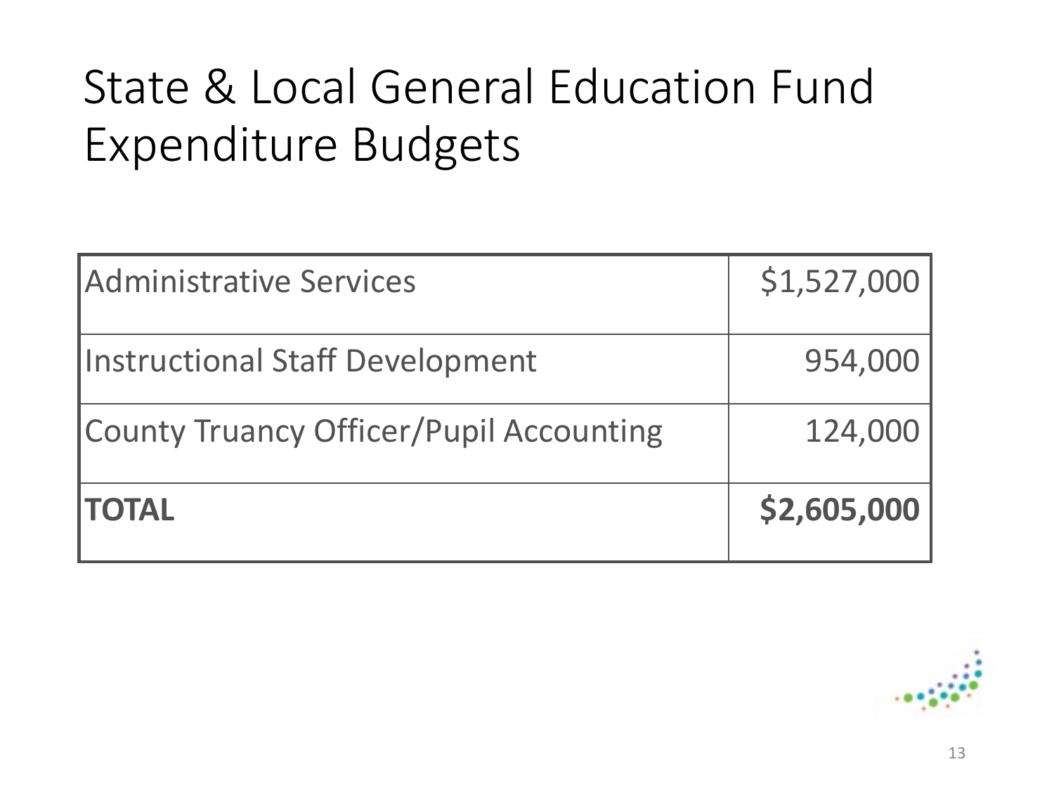# State & Local General Education Fund Expenditure Budgets

| | |
|---|---:|
| Administrative Services | $1,527,000 |
| Instructional Staff Development | 954,000 |
| County Truancy Officer/Pupil Accounting | 124,000 |
| **TOTAL** | **$2,605,000** |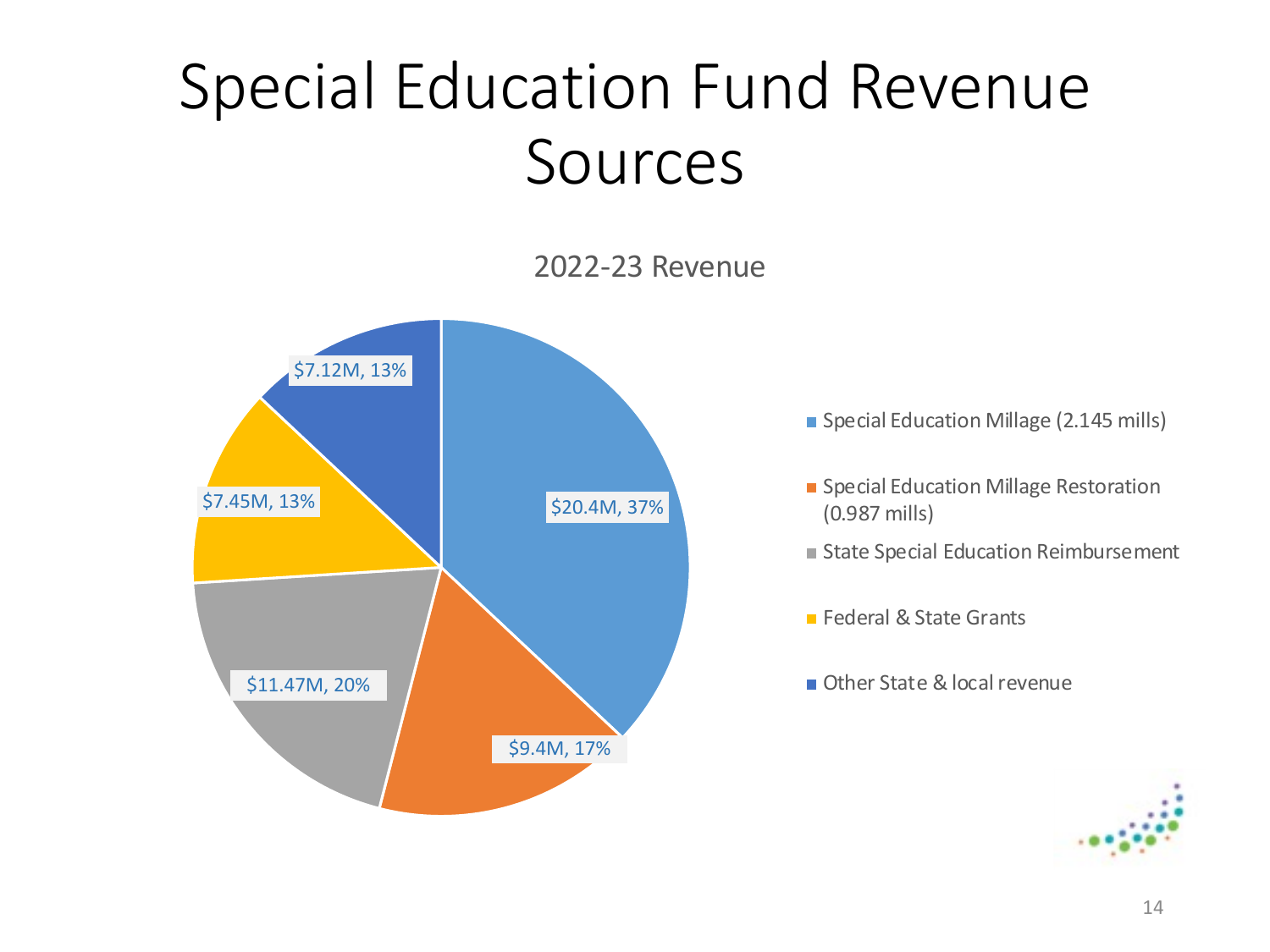# Special Education Fund Revenue Sources

2022-23 Revenue

| Revenue Source | Amount | Percent |
| --- | --- | --- |
| Special Education Millage (2.145 mills) | $20.4M | 37% |
| Special Education Millage Restoration (0.987 mills) | $9.4M | 17% |
| State Special Education Reimbursement | $11.47M | 20% |
| Federal & State Grants | $7.45M | 13% |
| Other State & local revenue | $7.12M | 13% |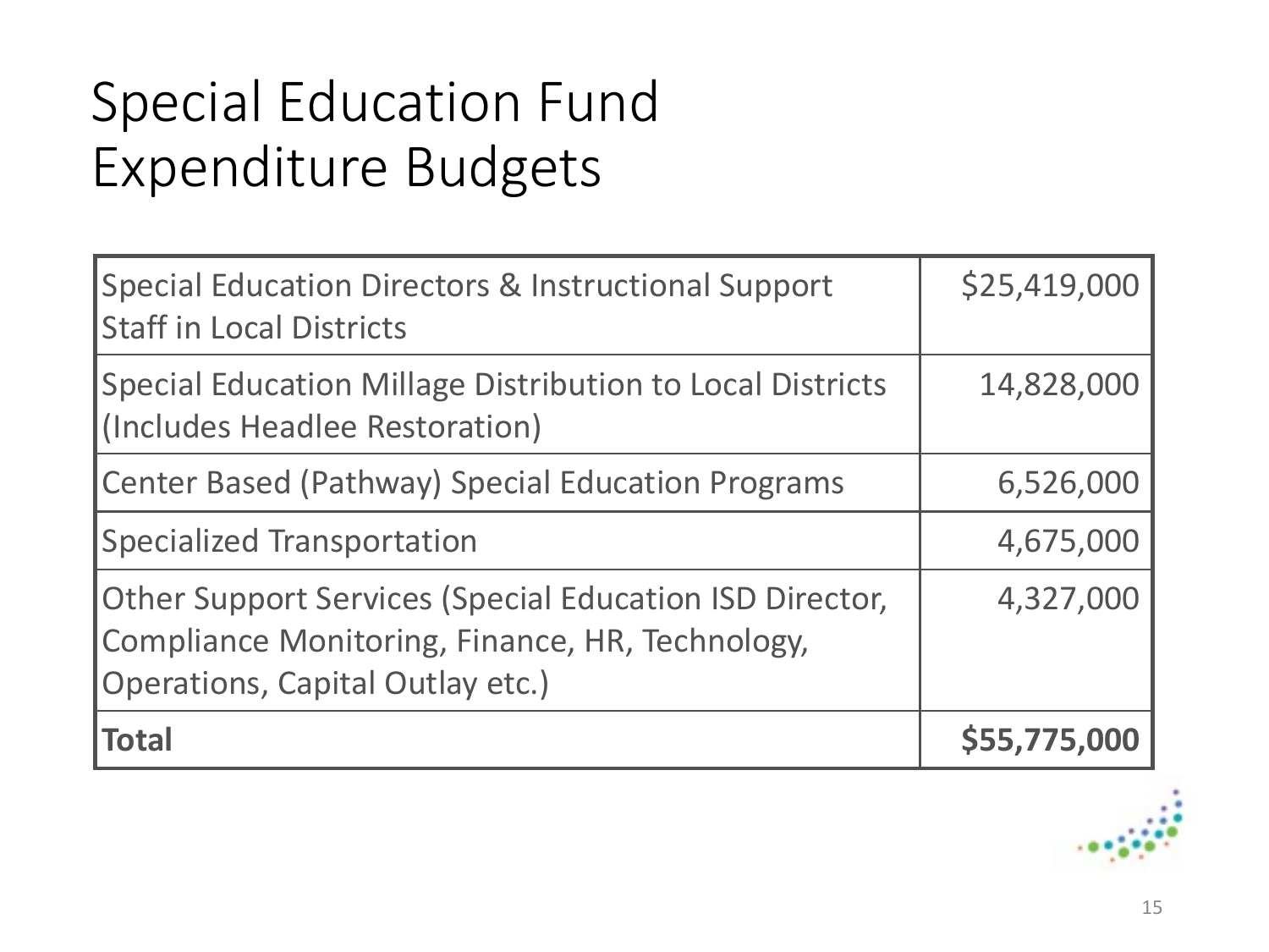# Special Education Fund Expenditure Budgets

| | |
|---|---|
| Special Education Directors & Instructional Support Staff in Local Districts | $25,419,000 |
| Special Education Millage Distribution to Local Districts (Includes Headlee Restoration) | 14,828,000 |
| Center Based (Pathway) Special Education Programs | 6,526,000 |
| Specialized Transportation | 4,675,000 |
| Other Support Services (Special Education ISD Director, Compliance Monitoring, Finance, HR, Technology, Operations, Capital Outlay etc.) | 4,327,000 |
| **Total** | **$55,775,000** |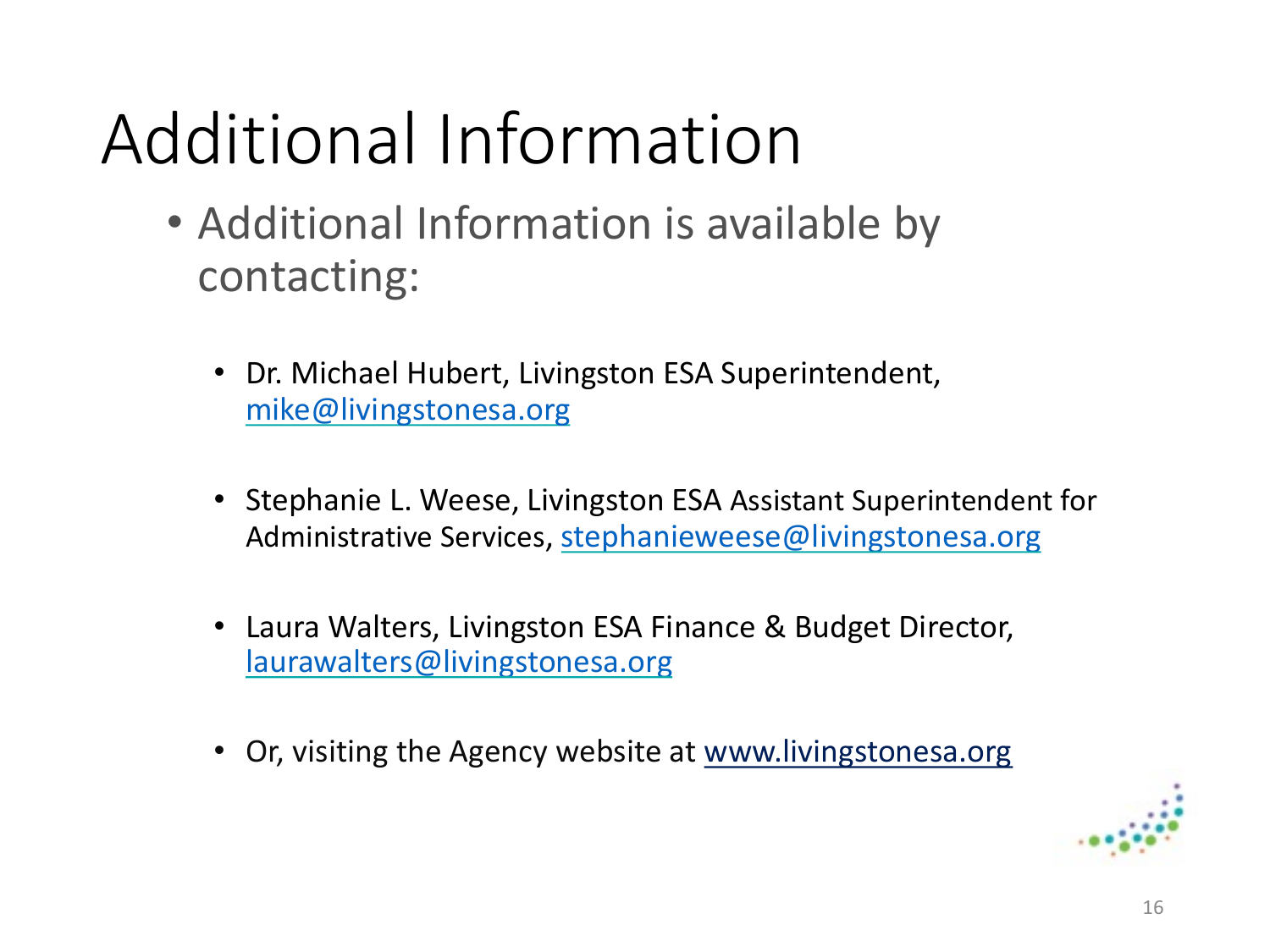# Additional Information

- Additional Information is available by contacting:

  - Dr. Michael Hubert, Livingston ESA Superintendent, mike@livingstonesa.org

  - Stephanie L. Weese, Livingston ESA Assistant Superintendent for Administrative Services, stephanieweese@livingstonesa.org

  - Laura Walters, Livingston ESA Finance & Budget Director, laurawalters@livingstonesa.org

  - Or, visiting the Agency website at www.livingstonesa.org